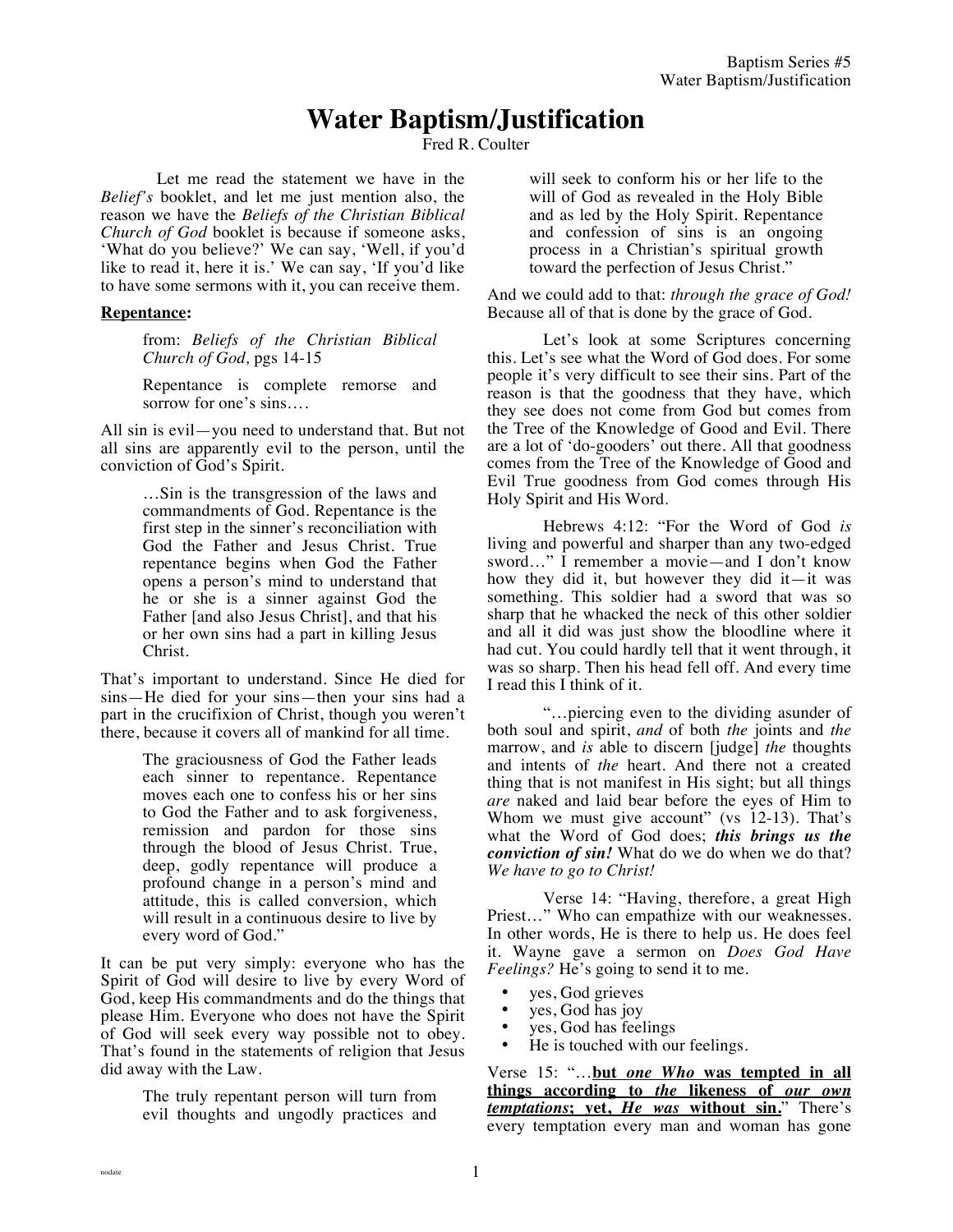// Running header "Baptism Series #5 / Water Baptism/Justification" and footer "nodate" omitted per rules.
# Water Baptism/Justification

Fred R. Coulter

Let me read the statement we have in the *Belief's* booklet, and let me just mention also, the reason we have the *Beliefs of the Christian Biblical Church of God* booklet is because if someone asks, 'What do you believe?' We can say, 'Well, if you'd like to read it, here it is.' We can say, 'If you'd like to have some sermons with it, you can receive them.

**Repentance:**

> from: *Beliefs of the Christian Biblical Church of God,* pgs 14-15
>
> Repentance is complete remorse and sorrow for one's sins….

All sin is evil—you need to understand that. But not all sins are apparently evil to the person, until the conviction of God's Spirit.

> …Sin is the transgression of the laws and commandments of God. Repentance is the first step in the sinner's reconciliation with God the Father and Jesus Christ. True repentance begins when God the Father opens a person's mind to understand that he or she is a sinner against God the Father [and also Jesus Christ], and that his or her own sins had a part in killing Jesus Christ.

That's important to understand. Since He died for sins—He died for your sins—then your sins had a part in the crucifixion of Christ, though you weren't there, because it covers all of mankind for all time.

> The graciousness of God the Father leads each sinner to repentance. Repentance moves each one to confess his or her sins to God the Father and to ask forgiveness, remission and pardon for those sins through the blood of Jesus Christ. True, deep, godly repentance will produce a profound change in a person's mind and attitude, this is called conversion, which will result in a continuous desire to live by every word of God."

It can be put very simply: everyone who has the Spirit of God will desire to live by every Word of God, keep His commandments and do the things that please Him. Everyone who does not have the Spirit of God will seek every way possible not to obey. That's found in the statements of religion that Jesus did away with the Law.

> The truly repentant person will turn from evil thoughts and ungodly practices and will seek to conform his or her life to the will of God as revealed in the Holy Bible and as led by the Holy Spirit. Repentance and confession of sins is an ongoing process in a Christian's spiritual growth toward the perfection of Jesus Christ."

And we could add to that: *through the grace of God!* Because all of that is done by the grace of God.

Let's look at some Scriptures concerning this. Let's see what the Word of God does. For some people it's very difficult to see their sins. Part of the reason is that the goodness that they have, which they see does not come from God but comes from the Tree of the Knowledge of Good and Evil. There are a lot of 'do-gooders' out there. All that goodness comes from the Tree of the Knowledge of Good and Evil True goodness from God comes through His Holy Spirit and His Word.

Hebrews 4:12: "For the Word of God *is* living and powerful and sharper than any two-edged sword…" I remember a movie—and I don't know how they did it, but however they did it—it was something. This soldier had a sword that was so sharp that he whacked the neck of this other soldier and all it did was just show the bloodline where it had cut. You could hardly tell that it went through, it was so sharp. Then his head fell off. And every time I read this I think of it.

"…piercing even to the dividing asunder of both soul and spirit, *and* of both *the* joints and *the* marrow, and *is* able to discern [judge] *the* thoughts and intents of *the* heart. And there not a created thing that is not manifest in His sight; but all things *are* naked and laid bear before the eyes of Him to Whom we must give account" (vs 12-13). That's what the Word of God does; ***this brings us the conviction of sin!*** What do we do when we do that? *We have to go to Christ!*

Verse 14: "Having, therefore, a great High Priest…" Who can empathize with our weaknesses. In other words, He is there to help us. He does feel it. Wayne gave a sermon on *Does God Have Feelings?* He's going to send it to me.

- yes, God grieves
- yes, God has joy
- yes, God has feelings
- He is touched with our feelings.

Verse 15: "…<u>**but *one Who* was tempted in all things according to *the* likeness of *our own temptations*; yet, *He was* without sin.**</u>" There's every temptation every man and woman has gone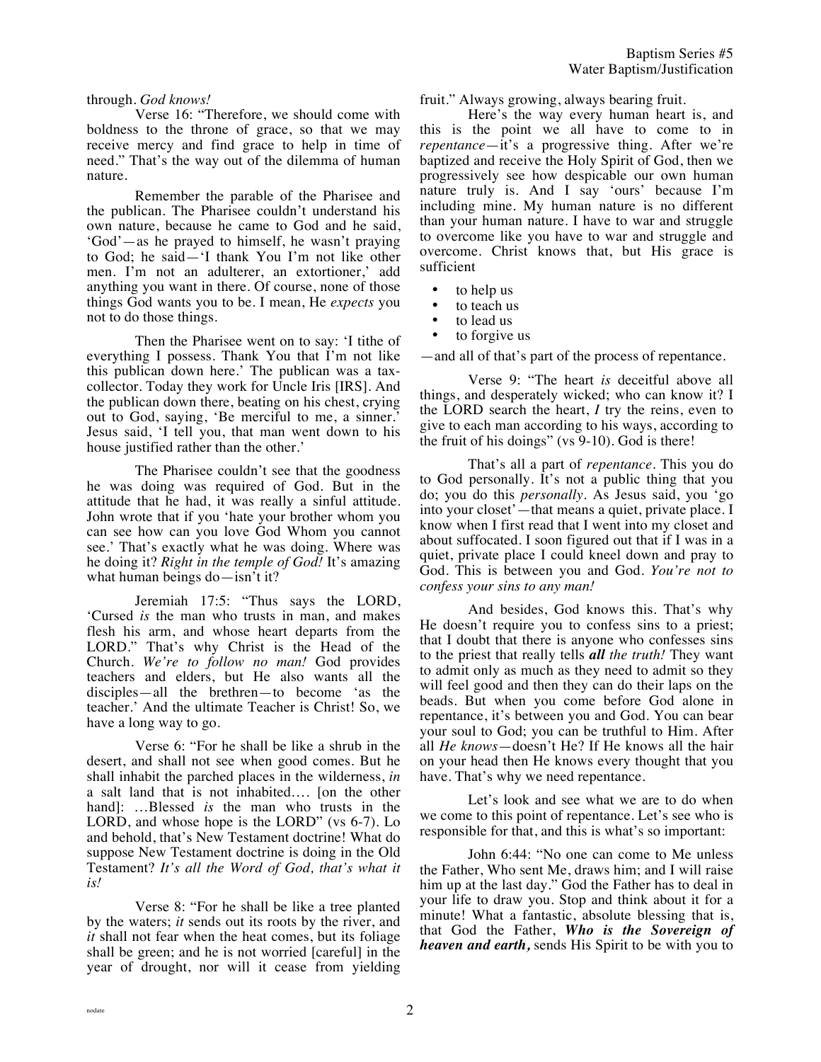through. *God knows!*

Verse 16: "Therefore, we should come with boldness to the throne of grace, so that we may receive mercy and find grace to help in time of need." That's the way out of the dilemma of human nature.

Remember the parable of the Pharisee and the publican. The Pharisee couldn't understand his own nature, because he came to God and he said, 'God'—as he prayed to himself, he wasn't praying to God; he said—'I thank You I'm not like other men. I'm not an adulterer, an extortioner,' add anything you want in there. Of course, none of those things God wants you to be. I mean, He *expects* you not to do those things.

Then the Pharisee went on to say: 'I tithe of everything I possess. Thank You that I'm not like this publican down here.' The publican was a tax-collector. Today they work for Uncle Iris [IRS]. And the publican down there, beating on his chest, crying out to God, saying, 'Be merciful to me, a sinner.' Jesus said, 'I tell you, that man went down to his house justified rather than the other.'

The Pharisee couldn't see that the goodness he was doing was required of God. But in the attitude that he had, it was really a sinful attitude. John wrote that if you 'hate your brother whom you can see how can you love God Whom you cannot see.' That's exactly what he was doing. Where was he doing it? *Right in the temple of God!* It's amazing what human beings do—isn't it?

Jeremiah 17:5: "Thus says the LORD, 'Cursed *is* the man who trusts in man, and makes flesh his arm, and whose heart departs from the LORD." That's why Christ is the Head of the Church. *We're to follow no man!* God provides teachers and elders, but He also wants all the disciples—all the brethren—to become 'as the teacher.' And the ultimate Teacher is Christ! So, we have a long way to go.

Verse 6: "For he shall be like a shrub in the desert, and shall not see when good comes. But he shall inhabit the parched places in the wilderness, *in* a salt land that is not inhabited.... [on the other hand]: ...Blessed *is* the man who trusts in the LORD, and whose hope is the LORD" (vs 6-7). Lo and behold, that's New Testament doctrine! What do suppose New Testament doctrine is doing in the Old Testament? *It's all the Word of God, that's what it is!*

Verse 8: "For he shall be like a tree planted by the waters; *it* sends out its roots by the river, and *it* shall not fear when the heat comes, but its foliage shall be green; and he is not worried [careful] in the year of drought, nor will it cease from yielding fruit." Always growing, always bearing fruit.

Here's the way every human heart is, and this is the point we all have to come to in *repentance*—it's a progressive thing. After we're baptized and receive the Holy Spirit of God, then we progressively see how despicable our own human nature truly is. And I say 'ours' because I'm including mine. My human nature is no different than your human nature. I have to war and struggle to overcome like you have to war and struggle and overcome. Christ knows that, but His grace is sufficient

- to help us
- to teach us
- to lead us
- to forgive us

—and all of that's part of the process of repentance.

Verse 9: "The heart *is* deceitful above all things, and desperately wicked; who can know it? I the LORD search the heart, *I* try the reins, even to give to each man according to his ways, according to the fruit of his doings" (vs 9-10). God is there!

That's all a part of *repentance*. This you do to God personally. It's not a public thing that you do; you do this *personally*. As Jesus said, you 'go into your closet'—that means a quiet, private place. I know when I first read that I went into my closet and about suffocated. I soon figured out that if I was in a quiet, private place I could kneel down and pray to God. This is between you and God. *You're not to confess your sins to any man!*

And besides, God knows this. That's why He doesn't require you to confess sins to a priest; that I doubt that there is anyone who confesses sins to the priest that really tells ***all*** *the truth!* They want to admit only as much as they need to admit so they will feel good and then they can do their laps on the beads. But when you come before God alone in repentance, it's between you and God. You can bear your soul to God; you can be truthful to Him. After all *He knows*—doesn't He? If He knows all the hair on your head then He knows every thought that you have. That's why we need repentance.

Let's look and see what we are to do when we come to this point of repentance. Let's see who is responsible for that, and this is what's so important:

John 6:44: "No one can come to Me unless the Father, Who sent Me, draws him; and I will raise him up at the last day." God the Father has to deal in your life to draw you. Stop and think about it for a minute! What a fantastic, absolute blessing that is, that God the Father, ***Who is the Sovereign of heaven and earth,*** sends His Spirit to be with you to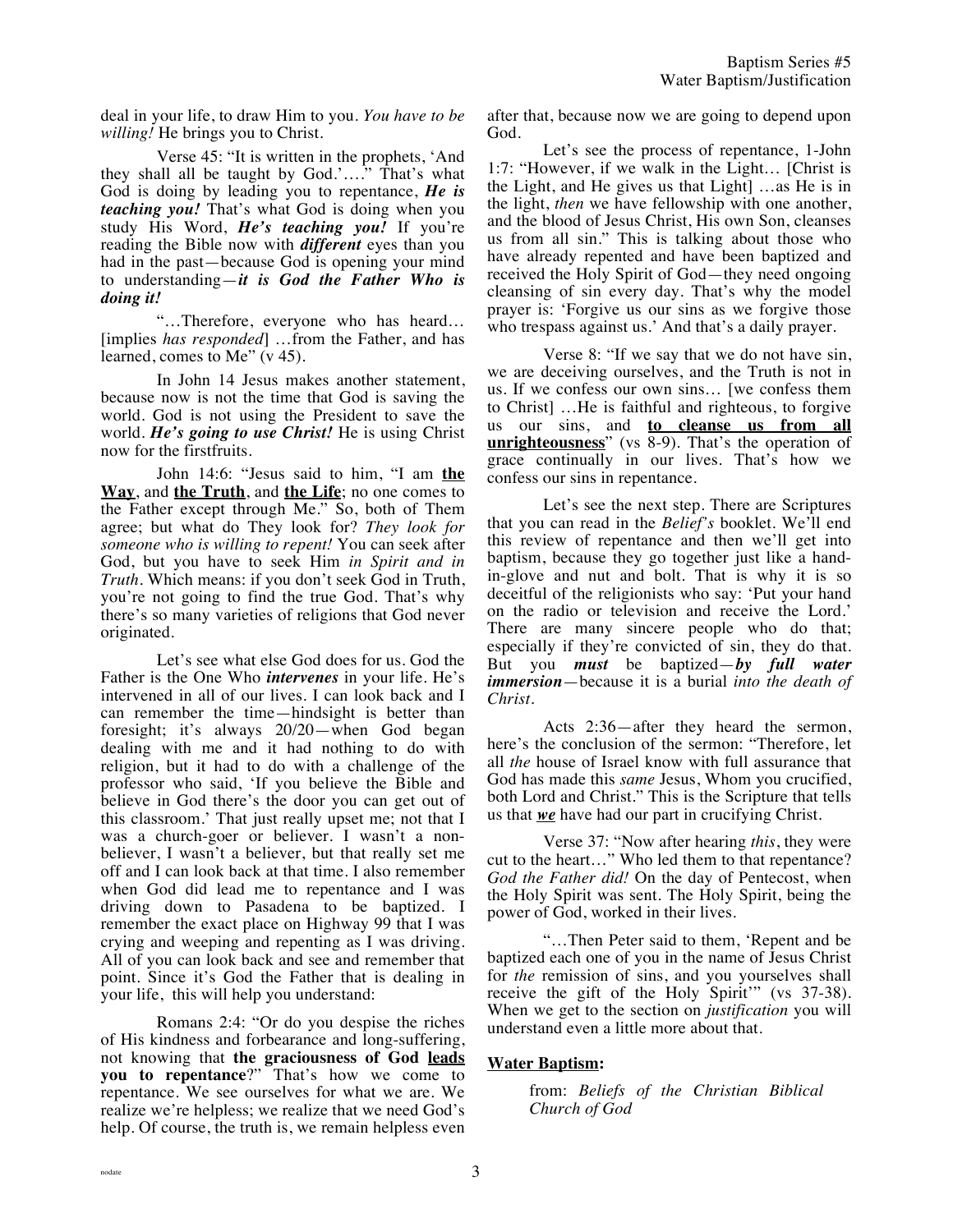deal in your life, to draw Him to you. *You have to be willing!* He brings you to Christ.

Verse 45: "It is written in the prophets, 'And they shall all be taught by God.'…." That's what God is doing by leading you to repentance, ***He is teaching you!*** That's what God is doing when you study His Word, ***He's teaching you!*** If you're reading the Bible now with ***different*** eyes than you had in the past—because God is opening your mind to understanding—***it is God the Father Who is doing it!***

"…Therefore, everyone who has heard… [implies *has responded*] …from the Father, and has learned, comes to Me" (v 45).

In John 14 Jesus makes another statement, because now is not the time that God is saving the world. God is not using the President to save the world. ***He's going to use Christ!*** He is using Christ now for the firstfruits.

John 14:6: "Jesus said to him, "I am **the Way**, and **the Truth**, and **the Life**; no one comes to the Father except through Me." So, both of Them agree; but what do They look for? *They look for someone who is willing to repent!* You can seek after God, but you have to seek Him *in Spirit and in Truth*. Which means: if you don't seek God in Truth, you're not going to find the true God. That's why there's so many varieties of religions that God never originated.

Let's see what else God does for us. God the Father is the One Who ***intervenes*** in your life. He's intervened in all of our lives. I can look back and I can remember the time—hindsight is better than foresight; it's always 20/20—when God began dealing with me and it had nothing to do with religion, but it had to do with a challenge of the professor who said, 'If you believe the Bible and believe in God there's the door you can get out of this classroom.' That just really upset me; not that I was a church-goer or believer. I wasn't a non-believer, I wasn't a believer, but that really set me off and I can look back at that time. I also remember when God did lead me to repentance and I was driving down to Pasadena to be baptized. I remember the exact place on Highway 99 that I was crying and weeping and repenting as I was driving. All of you can look back and see and remember that point. Since it's God the Father that is dealing in your life, this will help you understand:

Romans 2:4: "Or do you despise the riches of His kindness and forbearance and long-suffering, not knowing that **the graciousness of God <u>leads</u> you to repentance**?" That's how we come to repentance. We see ourselves for what we are. We realize we're helpless; we realize that we need God's help. Of course, the truth is, we remain helpless even after that, because now we are going to depend upon God.

Let's see the process of repentance, 1-John 1:7: "However, if we walk in the Light… [Christ is the Light, and He gives us that Light] …as He is in the light, *then* we have fellowship with one another, and the blood of Jesus Christ, His own Son, cleanses us from all sin." This is talking about those who have already repented and have been baptized and received the Holy Spirit of God—they need ongoing cleansing of sin every day. That's why the model prayer is: 'Forgive us our sins as we forgive those who trespass against us.' And that's a daily prayer.

Verse 8: "If we say that we do not have sin, we are deceiving ourselves, and the Truth is not in us. If we confess our own sins… [we confess them to Christ] …He is faithful and righteous, to forgive us our sins, and **<u>to cleanse us from all unrighteousness</u>**" (vs 8-9). That's the operation of grace continually in our lives. That's how we confess our sins in repentance.

Let's see the next step. There are Scriptures that you can read in the *Belief's* booklet. We'll end this review of repentance and then we'll get into baptism, because they go together just like a hand-in-glove and nut and bolt. That is why it is so deceitful of the religionists who say: 'Put your hand on the radio or television and receive the Lord.' There are many sincere people who do that; especially if they're convicted of sin, they do that. But you ***must*** be baptized—***by full water immersion***—because it is a burial *into the death of Christ*.

Acts 2:36—after they heard the sermon, here's the conclusion of the sermon: "Therefore, let all *the* house of Israel know with full assurance that God has made this *same* Jesus, Whom you crucified, both Lord and Christ." This is the Scripture that tells us that ***<u>we</u>*** have had our part in crucifying Christ.

Verse 37: "Now after hearing *this*, they were cut to the heart…" Who led them to that repentance? *God the Father did!* On the day of Pentecost, when the Holy Spirit was sent. The Holy Spirit, being the power of God, worked in their lives.

"…Then Peter said to them, 'Repent and be baptized each one of you in the name of Jesus Christ for *the* remission of sins, and you yourselves shall receive the gift of the Holy Spirit'" (vs 37-38). When we get to the section on *justification* you will understand even a little more about that.

## <u>Water Baptism</u>:

from: *Beliefs of the Christian Biblical Church of God*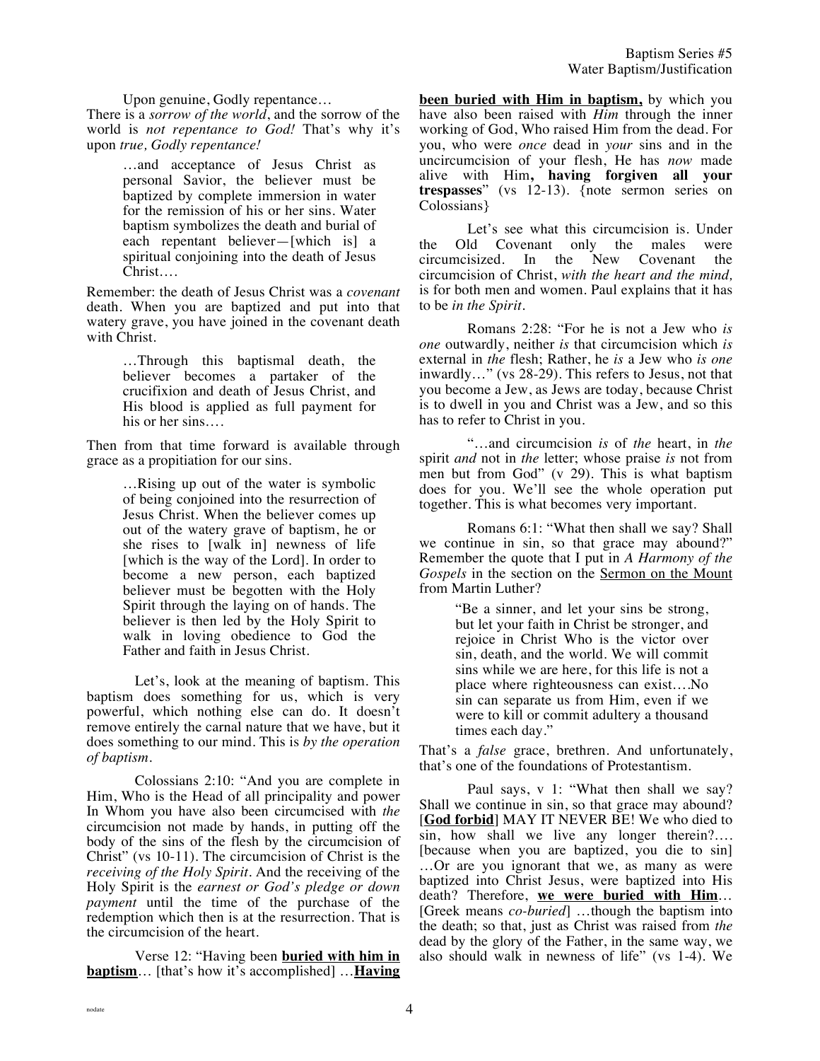Upon genuine, Godly repentance…

There is a *sorrow of the world*, and the sorrow of the world is *not repentance to God!* That's why it's upon *true, Godly repentance!*

> …and acceptance of Jesus Christ as personal Savior, the believer must be baptized by complete immersion in water for the remission of his or her sins. Water baptism symbolizes the death and burial of each repentant believer—[which is] a spiritual conjoining into the death of Jesus Christ….

Remember: the death of Jesus Christ was a *covenant* death. When you are baptized and put into that watery grave, you have joined in the covenant death with Christ.

> …Through this baptismal death, the believer becomes a partaker of the crucifixion and death of Jesus Christ, and His blood is applied as full payment for his or her sins….

Then from that time forward is available through grace as a propitiation for our sins.

> …Rising up out of the water is symbolic of being conjoined into the resurrection of Jesus Christ. When the believer comes up out of the watery grave of baptism, he or she rises to [walk in] newness of life [which is the way of the Lord]. In order to become a new person, each baptized believer must be begotten with the Holy Spirit through the laying on of hands. The believer is then led by the Holy Spirit to walk in loving obedience to God the Father and faith in Jesus Christ.

Let's, look at the meaning of baptism. This baptism does something for us, which is very powerful, which nothing else can do. It doesn't remove entirely the carnal nature that we have, but it does something to our mind. This is *by the operation of baptism*.

Colossians 2:10: "And you are complete in Him, Who is the Head of all principality and power In Whom you have also been circumcised with *the* circumcision not made by hands, in putting off the body of the sins of the flesh by the circumcision of Christ" (vs 10-11). The circumcision of Christ is the *receiving of the Holy Spirit*. And the receiving of the Holy Spirit is the *earnest or God's pledge or down payment* until the time of the purchase of the redemption which then is at the resurrection. That is the circumcision of the heart.

Verse 12: "Having been **buried with him in baptism**… [that's how it's accomplished] …**Having been buried with Him in baptism,** by which you have also been raised with *Him* through the inner working of God, Who raised Him from the dead. For you, who were *once* dead in *your* sins and in the uncircumcision of your flesh, He has *now* made alive with Him**, having forgiven all your trespasses**" (vs 12-13). {note sermon series on Colossians}

Let's see what this circumcision is. Under the Old Covenant only the males were circumcisized. In the New Covenant the circumcision of Christ, *with the heart and the mind,* is for both men and women. Paul explains that it has to be *in the Spirit*.

Romans 2:28: "For he is not a Jew who *is one* outwardly, neither *is* that circumcision which *is* external in *the* flesh; Rather, he *is* a Jew who *is one* inwardly…" (vs 28-29). This refers to Jesus, not that you become a Jew, as Jews are today, because Christ is to dwell in you and Christ was a Jew, and so this has to refer to Christ in you.

"…and circumcision *is* of *the* heart, in *the* spirit *and* not in *the* letter; whose praise *is* not from men but from God" (v 29). This is what baptism does for you. We'll see the whole operation put together. This is what becomes very important.

Romans 6:1: "What then shall we say? Shall we continue in sin, so that grace may abound?" Remember the quote that I put in *A Harmony of the Gospels* in the section on the Sermon on the Mount from Martin Luther?

> "Be a sinner, and let your sins be strong, but let your faith in Christ be stronger, and rejoice in Christ Who is the victor over sin, death, and the world. We will commit sins while we are here, for this life is not a place where righteousness can exist….No sin can separate us from Him, even if we were to kill or commit adultery a thousand times each day."

That's a *false* grace, brethren. And unfortunately, that's one of the foundations of Protestantism.

Paul says, v 1: "What then shall we say? Shall we continue in sin, so that grace may abound? [**God forbid**] MAY IT NEVER BE! We who died to sin, how shall we live any longer therein?… [because when you are baptized, you die to sin] …Or are you ignorant that we, as many as were baptized into Christ Jesus, were baptized into His death? Therefore, **we were buried with Him**… [Greek means *co-buried*] …though the baptism into the death; so that, just as Christ was raised from *the* dead by the glory of the Father, in the same way, we also should walk in newness of life" (vs 1-4). We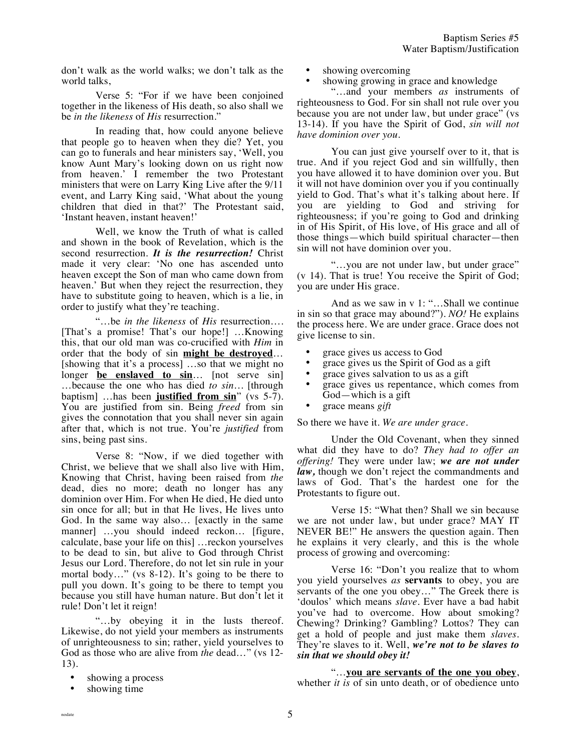don't walk as the world walks; we don't talk as the world talks,

Verse 5: "For if we have been conjoined together in the likeness of His death, so also shall we be *in the likeness* of *His* resurrection."

In reading that, how could anyone believe that people go to heaven when they die? Yet, you can go to funerals and hear ministers say, 'Well, you know Aunt Mary's looking down on us right now from heaven.' I remember the two Protestant ministers that were on Larry King Live after the 9/11 event, and Larry King said, 'What about the young children that died in that?' The Protestant said, 'Instant heaven, instant heaven!'

Well, we know the Truth of what is called and shown in the book of Revelation, which is the second resurrection. ***It is the resurrection!*** Christ made it very clear: 'No one has ascended unto heaven except the Son of man who came down from heaven.' But when they reject the resurrection, they have to substitute going to heaven, which is a lie, in order to justify what they're teaching.

"…be *in the likeness* of *His* resurrection…. [That's a promise! That's our hope!] …Knowing this, that our old man was co-crucified with *Him* in order that the body of sin **<u>might be destroyed</u>**… [showing that it's a process] …so that we might no longer **<u>be enslaved to sin</u>**… [not serve sin] …because the one who has died *to sin*… [through baptism] …has been **<u>justified from sin</u>**" (vs 5-7). You are justified from sin. Being *freed* from sin gives the connotation that you shall never sin again after that, which is not true. You're *justified* from sins, being past sins.

Verse 8: "Now, if we died together with Christ, we believe that we shall also live with Him, Knowing that Christ, having been raised from *the* dead, dies no more; death no longer has any dominion over Him. For when He died, He died unto sin once for all; but in that He lives, He lives unto God. In the same way also… [exactly in the same manner] …you should indeed reckon… [figure, calculate, base your life on this] …reckon yourselves to be dead to sin, but alive to God through Christ Jesus our Lord. Therefore, do not let sin rule in your mortal body…" (vs 8-12). It's going to be there to pull you down. It's going to be there to tempt you because you still have human nature. But don't let it rule! Don't let it reign!

"…by obeying it in the lusts thereof. Likewise, do not yield your members as instruments of unrighteousness to sin; rather, yield yourselves to God as those who are alive from *the* dead…" (vs 12-13).

- showing a process
- showing time
- showing overcoming
- showing growing in grace and knowledge

"…and your members *as* instruments of righteousness to God. For sin shall not rule over you because you are not under law, but under grace" (vs 13-14). If you have the Spirit of God, *sin will not have dominion over you*.

You can just give yourself over to it, that is true. And if you reject God and sin willfully, then you have allowed it to have dominion over you. But it will not have dominion over you if you continually yield to God. That's what it's talking about here. If you are yielding to God and striving for righteousness; if you're going to God and drinking in of His Spirit, of His love, of His grace and all of those things—which build spiritual character—then sin will not have dominion over you.

"…you are not under law, but under grace" (v 14). That is true! You receive the Spirit of God; you are under His grace.

And as we saw in v 1: "…Shall we continue in sin so that grace may abound?"). *NO!* He explains the process here. We are under grace. Grace does not give license to sin.

- grace gives us access to God
- grace gives us the Spirit of God as a gift
- grace gives salvation to us as a gift
- grace gives us repentance, which comes from God—which is a gift
- grace means *gift*

So there we have it. *We are under grace.*

Under the Old Covenant, when they sinned what did they have to do? *They had to offer an offering!* They were under law; ***we are not under law,*** though we don't reject the commandments and laws of God. That's the hardest one for the Protestants to figure out.

Verse 15: "What then? Shall we sin because we are not under law, but under grace? MAY IT NEVER BE!" He answers the question again. Then he explains it very clearly, and this is the whole process of growing and overcoming:

Verse 16: "Don't you realize that to whom you yield yourselves *as* **servants** to obey, you are servants of the one you obey…" The Greek there is 'doulos' which means *slave*. Ever have a bad habit you've had to overcome. How about smoking? Chewing? Drinking? Gambling? Lottos? They can get a hold of people and just make them *slaves*. They're slaves to it. Well, ***we're not to be slaves to sin that we should obey it!***

"…**<u>you are servants of the one you obey</u>**, whether *it is* of sin unto death, or of obedience unto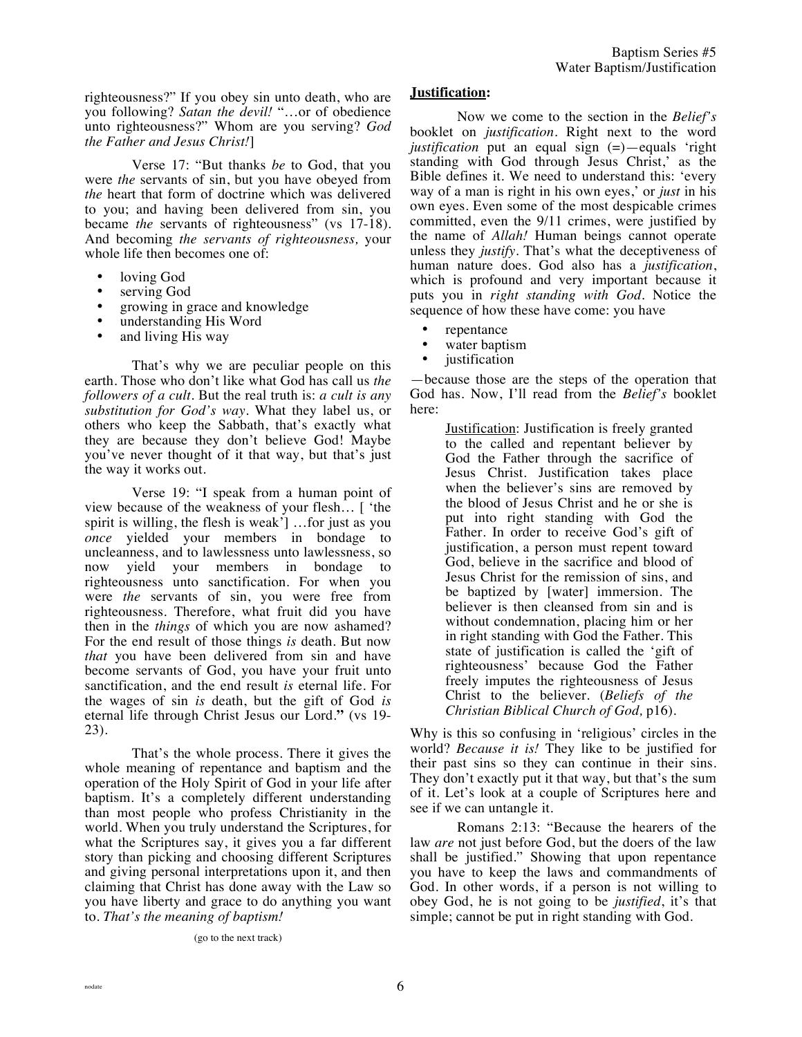righteousness?" If you obey sin unto death, who are you following? *Satan the devil!* "…or of obedience unto righteousness?" Whom are you serving? *God the Father and Jesus Christ!*]

Verse 17: "But thanks *be* to God, that you were *the* servants of sin, but you have obeyed from *the* heart that form of doctrine which was delivered to you; and having been delivered from sin, you became *the* servants of righteousness" (vs 17-18). And becoming *the servants of righteousness,* your whole life then becomes one of:

- loving God
- serving God
- growing in grace and knowledge
- understanding His Word
- and living His way

That's why we are peculiar people on this earth. Those who don't like what God has call us *the followers of a cult*. But the real truth is: *a cult is any substitution for God's way*. What they label us, or others who keep the Sabbath, that's exactly what they are because they don't believe God! Maybe you've never thought of it that way, but that's just the way it works out.

Verse 19: "I speak from a human point of view because of the weakness of your flesh… [ 'the spirit is willing, the flesh is weak'] …for just as you *once* yielded your members in bondage to uncleanness, and to lawlessness unto lawlessness, so now yield your members in bondage to righteousness unto sanctification. For when you were *the* servants of sin, you were free from righteousness. Therefore, what fruit did you have then in the *things* of which you are now ashamed? For the end result of those things *is* death. But now *that* you have been delivered from sin and have become servants of God, you have your fruit unto sanctification, and the end result *is* eternal life. For the wages of sin *is* death, but the gift of God *is* eternal life through Christ Jesus our Lord.**"** (vs 19-23).

That's the whole process. There it gives the whole meaning of repentance and baptism and the operation of the Holy Spirit of God in your life after baptism. It's a completely different understanding than most people who profess Christianity in the world. When you truly understand the Scriptures, for what the Scriptures say, it gives you a far different story than picking and choosing different Scriptures and giving personal interpretations upon it, and then claiming that Christ has done away with the Law so you have liberty and grace to do anything you want to. *That's the meaning of baptism!*

(go to the next track)

## **Justification:**

Now we come to the section in the *Belief's* booklet on *justification*. Right next to the word *justification* put an equal sign (=)—equals 'right standing with God through Jesus Christ,' as the Bible defines it. We need to understand this: 'every way of a man is right in his own eyes,' or *just* in his own eyes. Even some of the most despicable crimes committed, even the 9/11 crimes, were justified by the name of *Allah!* Human beings cannot operate unless they *justify*. That's what the deceptiveness of human nature does. God also has a *justification*, which is profound and very important because it puts you in *right standing with God*. Notice the sequence of how these have come: you have

- repentance
- water baptism
- justification

—because those are the steps of the operation that God has. Now, I'll read from the *Belief's* booklet here:

> Justification: Justification is freely granted to the called and repentant believer by God the Father through the sacrifice of Jesus Christ. Justification takes place when the believer's sins are removed by the blood of Jesus Christ and he or she is put into right standing with God the Father. In order to receive God's gift of justification, a person must repent toward God, believe in the sacrifice and blood of Jesus Christ for the remission of sins, and be baptized by [water] immersion. The believer is then cleansed from sin and is without condemnation, placing him or her in right standing with God the Father. This state of justification is called the 'gift of righteousness' because God the Father freely imputes the righteousness of Jesus Christ to the believer. (*Beliefs of the Christian Biblical Church of God,* p16).

Why is this so confusing in 'religious' circles in the world? *Because it is!* They like to be justified for their past sins so they can continue in their sins. They don't exactly put it that way, but that's the sum of it. Let's look at a couple of Scriptures here and see if we can untangle it.

Romans 2:13: "Because the hearers of the law *are* not just before God, but the doers of the law shall be justified." Showing that upon repentance you have to keep the laws and commandments of God. In other words, if a person is not willing to obey God, he is not going to be *justified*, it's that simple; cannot be put in right standing with God.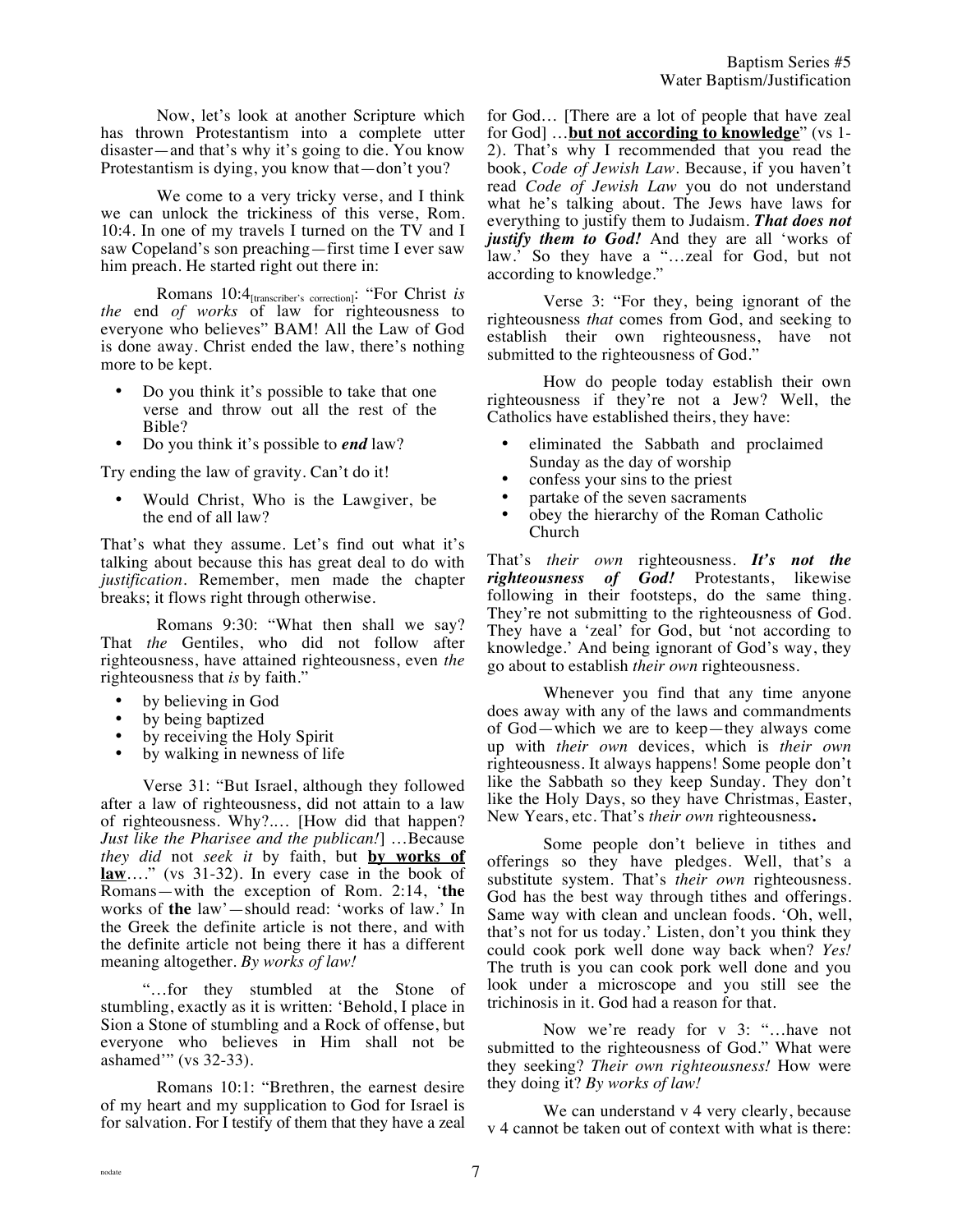Now, let's look at another Scripture which has thrown Protestantism into a complete utter disaster—and that's why it's going to die. You know Protestantism is dying, you know that—don't you?

We come to a very tricky verse, and I think we can unlock the trickiness of this verse, Rom. 10:4. In one of my travels I turned on the TV and I saw Copeland's son preaching—first time I ever saw him preach. He started right out there in:

Romans 10:4[transcriber's correction]: "For Christ *is the* end *of works* of law for righteousness to everyone who believes" BAM! All the Law of God is done away. Christ ended the law, there's nothing more to be kept.

- Do you think it's possible to take that one verse and throw out all the rest of the Bible?
- Do you think it's possible to ***end*** law?

Try ending the law of gravity. Can't do it!

- Would Christ, Who is the Lawgiver, be the end of all law?

That's what they assume. Let's find out what it's talking about because this has great deal to do with *justification*. Remember, men made the chapter breaks; it flows right through otherwise.

Romans 9:30: "What then shall we say? That *the* Gentiles, who did not follow after righteousness, have attained righteousness, even *the* righteousness that *is* by faith."

- by believing in God
- by being baptized
- by receiving the Holy Spirit
- by walking in newness of life

Verse 31: "But Israel, although they followed after a law of righteousness, did not attain to a law of righteousness. Why?.… [How did that happen? *Just like the Pharisee and the publican!*] …Because *they did* not *seek it* by faith, but **by works of law**…." (vs 31-32). In every case in the book of Romans—with the exception of Rom. 2:14, '**the** works of **the** law'—should read: 'works of law.' In the Greek the definite article is not there, and with the definite article not being there it has a different meaning altogether. *By works of law!*

"…for they stumbled at the Stone of stumbling, exactly as it is written: 'Behold, I place in Sion a Stone of stumbling and a Rock of offense, but everyone who believes in Him shall not be ashamed'" (vs 32-33).

Romans 10:1: "Brethren, the earnest desire of my heart and my supplication to God for Israel is for salvation. For I testify of them that they have a zeal for God… [There are a lot of people that have zeal for God] …**but not according to knowledge**" (vs 1-2). That's why I recommended that you read the book, *Code of Jewish Law*. Because, if you haven't read *Code of Jewish Law* you do not understand what he's talking about. The Jews have laws for everything to justify them to Judaism. ***That does not justify them to God!*** And they are all 'works of law.' So they have a "…zeal for God, but not according to knowledge."

Verse 3: "For they, being ignorant of the righteousness *that* comes from God, and seeking to establish their own righteousness, have not submitted to the righteousness of God."

How do people today establish their own righteousness if they're not a Jew? Well, the Catholics have established theirs, they have:

- eliminated the Sabbath and proclaimed Sunday as the day of worship
- confess your sins to the priest
- partake of the seven sacraments
- obey the hierarchy of the Roman Catholic Church

That's *their own* righteousness. ***It's not the righteousness of God!*** Protestants, likewise following in their footsteps, do the same thing. They're not submitting to the righteousness of God. They have a 'zeal' for God, but 'not according to knowledge.' And being ignorant of God's way, they go about to establish *their own* righteousness.

Whenever you find that any time anyone does away with any of the laws and commandments of God—which we are to keep—they always come up with *their own* devices, which is *their own* righteousness. It always happens! Some people don't like the Sabbath so they keep Sunday. They don't like the Holy Days, so they have Christmas, Easter, New Years, etc. That's *their own* righteousness**.**

Some people don't believe in tithes and offerings so they have pledges. Well, that's a substitute system. That's *their own* righteousness. God has the best way through tithes and offerings. Same way with clean and unclean foods. 'Oh, well, that's not for us today.' Listen, don't you think they could cook pork well done way back when? *Yes!* The truth is you can cook pork well done and you look under a microscope and you still see the trichinosis in it. God had a reason for that.

Now we're ready for v 3: "…have not submitted to the righteousness of God." What were they seeking? *Their own righteousness!* How were they doing it? *By works of law!*

We can understand v 4 very clearly, because v 4 cannot be taken out of context with what is there: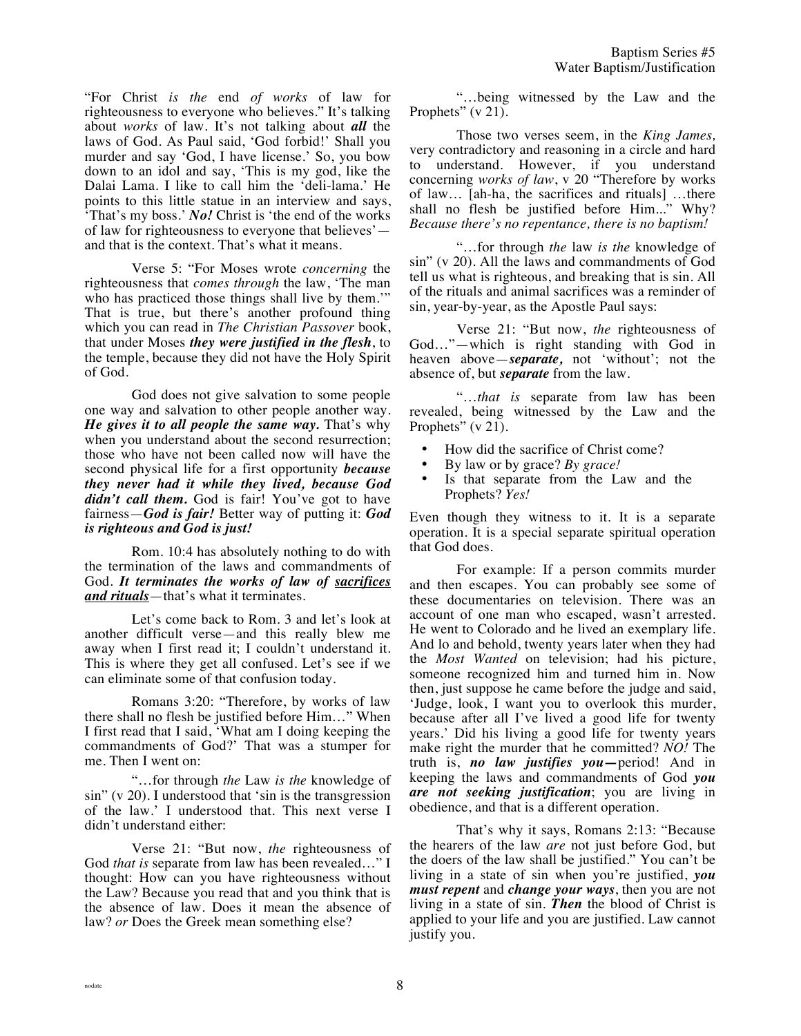"For Christ *is the* end *of works* of law for righteousness to everyone who believes." It's talking about *works* of law. It's not talking about ***all*** the laws of God. As Paul said, 'God forbid!' Shall you murder and say 'God, I have license.' So, you bow down to an idol and say, 'This is my god, like the Dalai Lama. I like to call him the 'deli-lama.' He points to this little statue in an interview and says, 'That's my boss.' ***No!*** Christ is 'the end of the works of law for righteousness to everyone that believes'—and that is the context. That's what it means.

Verse 5: "For Moses wrote *concerning* the righteousness that *comes through* the law, 'The man who has practiced those things shall live by them.'" That is true, but there's another profound thing which you can read in *The Christian Passover* book, that under Moses ***they were justified in the flesh***, to the temple, because they did not have the Holy Spirit of God.

God does not give salvation to some people one way and salvation to other people another way. ***He gives it to all people the same way.*** That's why when you understand about the second resurrection; those who have not been called now will have the second physical life for a first opportunity ***because they never had it while they lived, because God didn't call them.*** God is fair! You've got to have fairness—***God is fair!*** Better way of putting it: ***God is righteous and God is just!***

Rom. 10:4 has absolutely nothing to do with the termination of the laws and commandments of God. ***It terminates the works of law of <u>sacrifices and rituals</u>***—that's what it terminates.

Let's come back to Rom. 3 and let's look at another difficult verse—and this really blew me away when I first read it; I couldn't understand it. This is where they get all confused. Let's see if we can eliminate some of that confusion today.

Romans 3:20: "Therefore, by works of law there shall no flesh be justified before Him…" When I first read that I said, 'What am I doing keeping the commandments of God?' That was a stumper for me. Then I went on:

"…for through *the* Law *is the* knowledge of sin" (v 20). I understood that 'sin is the transgression of the law.' I understood that. This next verse I didn't understand either:

Verse 21: "But now, *the* righteousness of God *that is* separate from law has been revealed…" I thought: How can you have righteousness without the Law? Because you read that and you think that is the absence of law. Does it mean the absence of law? *or* Does the Greek mean something else?

"…being witnessed by the Law and the Prophets" (v 21).

Those two verses seem, in the *King James,* very contradictory and reasoning in a circle and hard to understand. However, if you understand concerning *works of law*, v 20 "Therefore by works of law… [ah-ha, the sacrifices and rituals] …there shall no flesh be justified before Him..." Why? *Because there's no repentance, there is no baptism!*

"…for through *the* law *is the* knowledge of sin" (v 20). All the laws and commandments of God tell us what is righteous, and breaking that is sin. All of the rituals and animal sacrifices was a reminder of sin, year-by-year, as the Apostle Paul says:

Verse 21: "But now, *the* righteousness of God…"—which is right standing with God in heaven above—***separate,*** not 'without'; not the absence of, but ***separate*** from the law.

"…*that is* separate from law has been revealed, being witnessed by the Law and the Prophets" (v 21).

- How did the sacrifice of Christ come?
- By law or by grace? *By grace!*
- Is that separate from the Law and the Prophets? *Yes!*

Even though they witness to it. It is a separate operation. It is a special separate spiritual operation that God does.

For example: If a person commits murder and then escapes. You can probably see some of these documentaries on television. There was an account of one man who escaped, wasn't arrested. He went to Colorado and he lived an exemplary life. And lo and behold, twenty years later when they had the *Most Wanted* on television; had his picture, someone recognized him and turned him in. Now then, just suppose he came before the judge and said, 'Judge, look, I want you to overlook this murder, because after all I've lived a good life for twenty years.' Did his living a good life for twenty years make right the murder that he committed? *NO!* The truth is, ***no law justifies you—***period! And in keeping the laws and commandments of God ***you are not seeking justification***; you are living in obedience, and that is a different operation.

That's why it says, Romans 2:13: "Because the hearers of the law *are* not just before God, but the doers of the law shall be justified." You can't be living in a state of sin when you're justified, ***you must repent*** and ***change your ways***, then you are not living in a state of sin. ***Then*** the blood of Christ is applied to your life and you are justified. Law cannot justify you.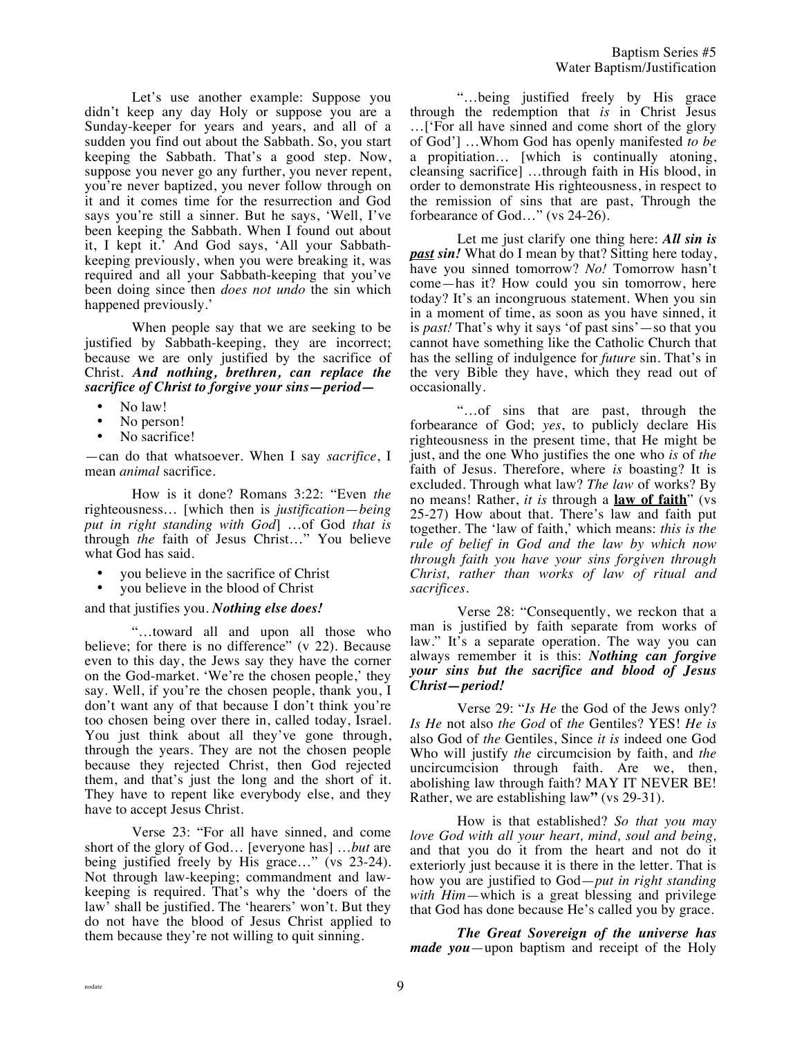Let's use another example: Suppose you didn't keep any day Holy or suppose you are a Sunday-keeper for years and years, and all of a sudden you find out about the Sabbath. So, you start keeping the Sabbath. That's a good step. Now, suppose you never go any further, you never repent, you're never baptized, you never follow through on it and it comes time for the resurrection and God says you're still a sinner. But he says, 'Well, I've been keeping the Sabbath. When I found out about it, I kept it.' And God says, 'All your Sabbath-keeping previously, when you were breaking it, was required and all your Sabbath-keeping that you've been doing since then *does not undo* the sin which happened previously.'

When people say that we are seeking to be justified by Sabbath-keeping, they are incorrect; because we are only justified by the sacrifice of Christ. ***And nothing, brethren, can replace the sacrifice of Christ to forgive your sins—period—***

- No law!
- No person!
- No sacrifice!

—can do that whatsoever. When I say *sacrifice*, I mean *animal* sacrifice.

How is it done? Romans 3:22: "Even *the* righteousness… [which then is *justification—being put in right standing with God*] …of God *that is* through *the* faith of Jesus Christ…" You believe what God has said.

- you believe in the sacrifice of Christ
- you believe in the blood of Christ

and that justifies you. ***Nothing else does!***

"…toward all and upon all those who believe; for there is no difference" (v 22). Because even to this day, the Jews say they have the corner on the God-market. 'We're the chosen people,' they say. Well, if you're the chosen people, thank you, I don't want any of that because I don't think you're too chosen being over there in, called today, Israel. You just think about all they've gone through, through the years. They are not the chosen people because they rejected Christ, then God rejected them, and that's just the long and the short of it. They have to repent like everybody else, and they have to accept Jesus Christ.

Verse 23: "For all have sinned, and come short of the glory of God… [everyone has] …*but* are being justified freely by His grace…" (vs 23-24). Not through law-keeping; commandment and law-keeping is required. That's why the 'doers of the law' shall be justified. The 'hearers' won't. But they do not have the blood of Jesus Christ applied to them because they're not willing to quit sinning.

"…being justified freely by His grace through the redemption that *is* in Christ Jesus …['For all have sinned and come short of the glory of God'] …Whom God has openly manifested *to be* a propitiation… [which is continually atoning, cleansing sacrifice] …through faith in His blood, in order to demonstrate His righteousness, in respect to the remission of sins that are past, Through the forbearance of God…" (vs 24-26).

Let me just clarify one thing here: ***All sin is <u>past</u> sin!*** What do I mean by that? Sitting here today, have you sinned tomorrow? *No!* Tomorrow hasn't come—has it? How could you sin tomorrow, here today? It's an incongruous statement. When you sin in a moment of time, as soon as you have sinned, it is *past!* That's why it says 'of past sins'—so that you cannot have something like the Catholic Church that has the selling of indulgence for *future* sin. That's in the very Bible they have, which they read out of occasionally.

"…of sins that are past, through the forbearance of God; *yes*, to publicly declare His righteousness in the present time, that He might be just, and the one Who justifies the one who *is* of *the* faith of Jesus. Therefore, where *is* boasting? It is excluded. Through what law? *The law* of works? By no means! Rather, *it is* through a **<u>law of faith</u>**" (vs 25-27) How about that. There's law and faith put together. The 'law of faith,' which means: *this is the rule of belief in God and the law by which now through faith you have your sins forgiven through Christ, rather than works of law of ritual and sacrifices.*

Verse 28: "Consequently, we reckon that a man is justified by faith separate from works of law." It's a separate operation. The way you can always remember it is this: ***Nothing can forgive your sins but the sacrifice and blood of Jesus Christ—period!***

Verse 29: "*Is He* the God of the Jews only? *Is He* not also *the God* of *the* Gentiles? YES! *He is* also God of *the* Gentiles, Since *it is* indeed one God Who will justify *the* circumcision by faith, and *the* uncircumcision through faith. Are we, then, abolishing law through faith? MAY IT NEVER BE! Rather, we are establishing law" (vs 29-31).

How is that established? *So that you may love God with all your heart, mind, soul and being,* and that you do it from the heart and not do it exteriorly just because it is there in the letter. That is how you are justified to God—*put in right standing with Him*—which is a great blessing and privilege that God has done because He's called you by grace.

***The Great Sovereign of the universe has made you***—upon baptism and receipt of the Holy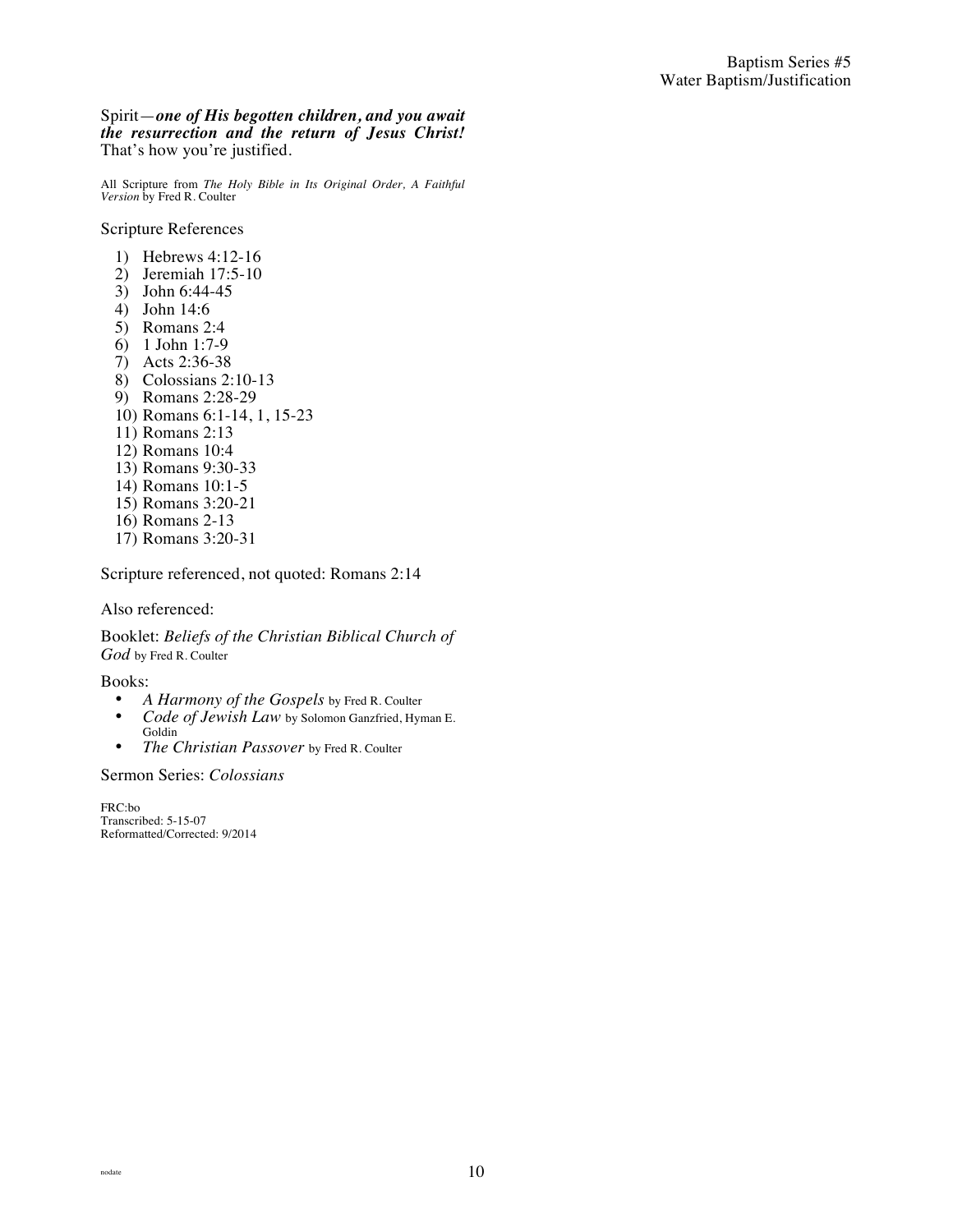Spirit—***one of His begotten children, and you await the resurrection and the return of Jesus Christ!*** That's how you're justified.

All Scripture from *The Holy Bible in Its Original Order, A Faithful Version* by Fred R. Coulter

Scripture References

1) Hebrews 4:12-16
2) Jeremiah 17:5-10
3) John 6:44-45
4) John 14:6
5) Romans 2:4
6) 1 John 1:7-9
7) Acts 2:36-38
8) Colossians 2:10-13
9) Romans 2:28-29
10) Romans 6:1-14, 1, 15-23
11) Romans 2:13
12) Romans 10:4
13) Romans 9:30-33
14) Romans 10:1-5
15) Romans 3:20-21
16) Romans 2-13
17) Romans 3:20-31

Scripture referenced, not quoted: Romans 2:14

Also referenced:

Booklet: *Beliefs of the Christian Biblical Church of God* by Fred R. Coulter

Books:

- *A Harmony of the Gospels* by Fred R. Coulter
- *Code of Jewish Law* by Solomon Ganzfried, Hyman E. Goldin
- *The Christian Passover* by Fred R. Coulter

Sermon Series: *Colossians*

FRC:bo
Transcribed: 5-15-07
Reformatted/Corrected: 9/2014